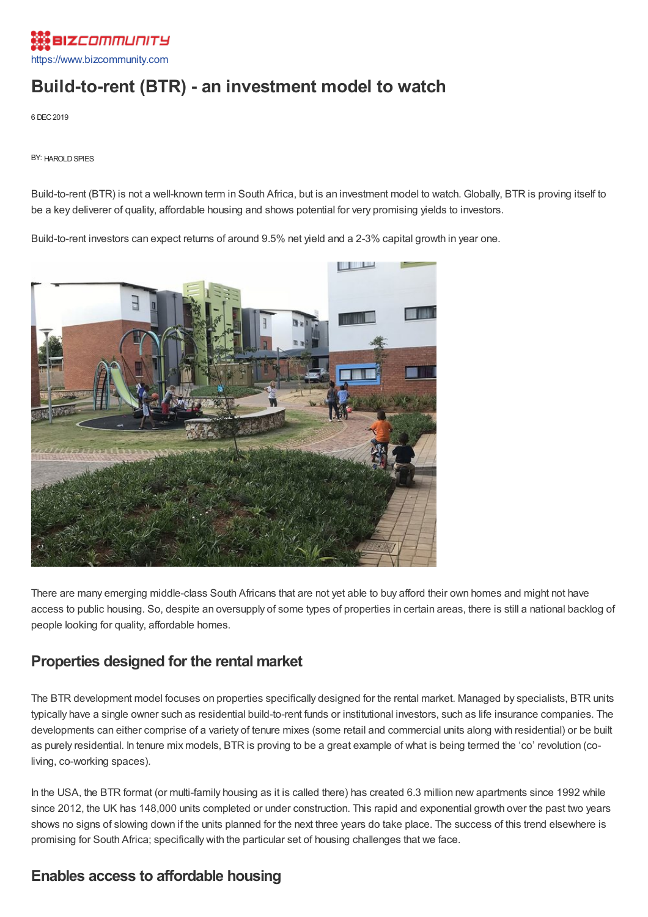# Build-to-rent (BTR) - an investment model to watch

6 DEC 2019

BY: HAROLD SPIES

Build-to-rent (BTR) is not a well-known term in South Africa, but is an investment model to watch. Globally, BTR is proving itself to be a key deliverer of quality, affordable housing and shows potential for very promising yields to investors.

Build-to-rent investors can expect returns of around 9.5% net yield and a 2-3% capital growth in year one.

There are many emerging middle-class South Africans that are not yet able to buy afford their own homes and might not have access to public housing. So, despite an oversupply of some types of properties in certain areas, there is still a national backlog of people looking for quality, affordable homes.

## Properties designed for the rental market

The BTR development model focuses on properties specifically designed for the rental market. Managed by specialists, BTR units typically have a single owner such as residential build-to-rent funds or institutional investors, such as life insurance companies. The developments can either comprise of a variety of tenure mixes (some retail and commercial units along with residential) or be built as purely residential. In tenure mix models, BTR is proving to be a great example of what is being termed the 'co' revolution (co-living, co-working spaces).

In the USA, the BTR format (or multi-family housing as it is called there) has created 6.3 million new apartments since 1992 while since 2012, the UK has 148,000 units completed or under construction. This rapid and exponential growth over the past two years shows no signs of slowing down if the units planned for the next three years do take place. The success of this trend elsewhere is promising for South Africa; specifically with the particular set of housing challenges that we face.

## Enables access to affordable housing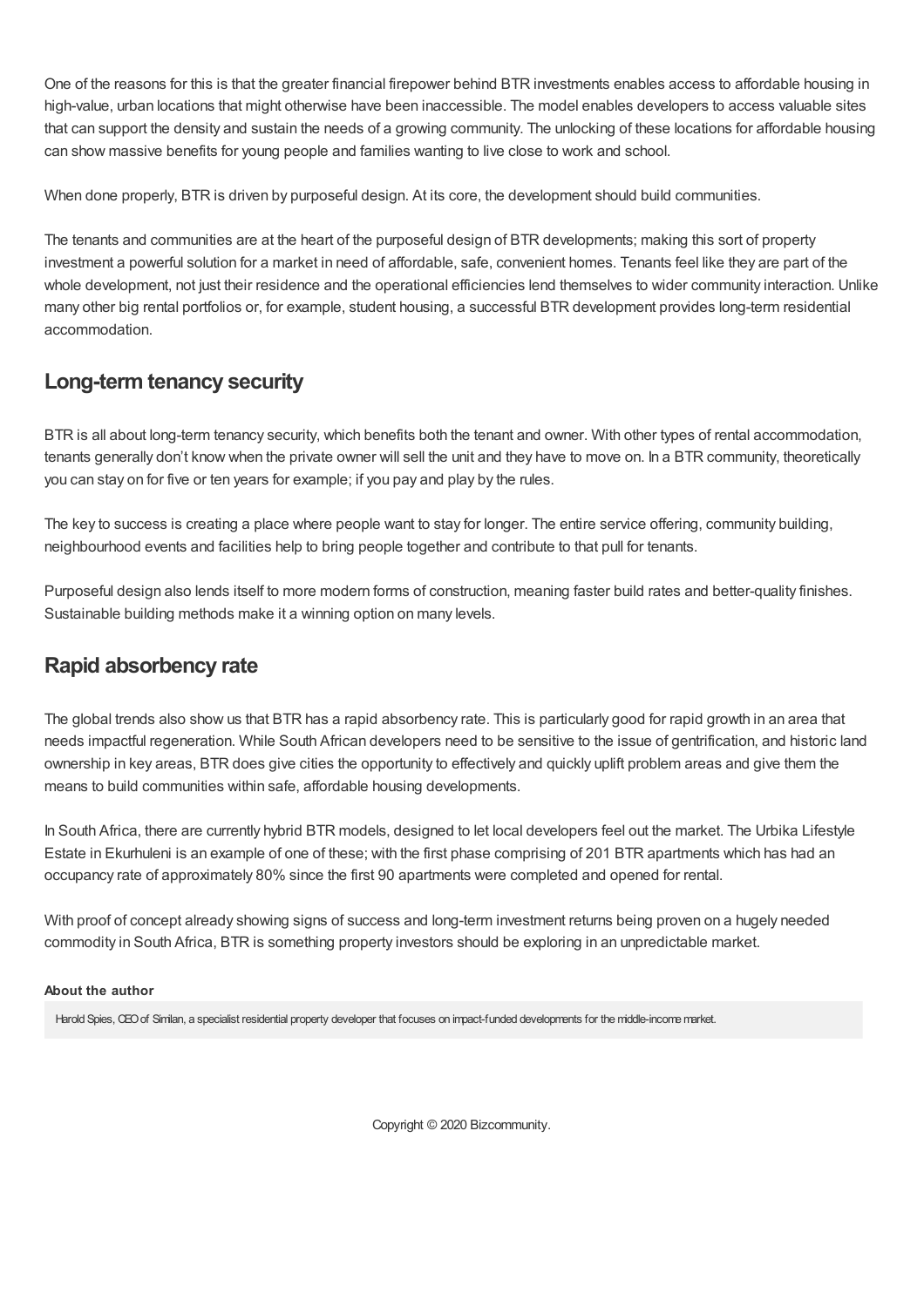One of the reasons for this is that the greater financial firepower behind BTR investments enables access to affordable housing in high-value, urban locations that might otherwise have been inaccessible. The model enables developers to access valuable sites that can support the density and sustain the needs of a growing community. The unlocking of these locations for affordable housing can show massive benefits for young people and families wanting to live close to work and school.

When done properly, BTR is driven by purposeful design. At its core, the development should build communities.

The tenants and communities are at the heart of the purposeful design of BTR developments; making this sort of property investment a powerful solution for a market in need of affordable, safe, convenient homes. Tenants feel like they are part of the whole development, not just their residence and the operational efficiencies lend themselves to wider community interaction. Unlike many other big rental portfolios or, for example, student housing, a successful BTR development provides long-term residential accommodation.

## Long-term tenancy security

BTR is all about long-term tenancy security, which benefits both the tenant and owner. With other types of rental accommodation, tenants generally don't know when the private owner will sell the unit and they have to move on. In a BTR community, theoretically you can stay on for five or ten years for example; if you pay and play by the rules.

The key to success is creating a place where people want to stay for longer. The entire service offering, community building, neighbourhood events and facilities help to bring people together and contribute to that pull for tenants.

Purposeful design also lends itself to more modern forms of construction, meaning faster build rates and better-quality finishes. Sustainable building methods make it a winning option on many levels.

## Rapid absorbency rate

The global trends also show us that BTR has a rapid absorbency rate. This is particularly good for rapid growth in an area that needs impactful regeneration. While South African developers need to be sensitive to the issue of gentrification, and historic land ownership in key areas, BTR does give cities the opportunity to effectively and quickly uplift problem areas and give them the means to build communities within safe, affordable housing developments.

In South Africa, there are currently hybrid BTR models, designed to let local developers feel out the market. The Urbika Lifestyle Estate in Ekurhuleni is an example of one of these; with the first phase comprising of 201 BTR apartments which has had an occupancy rate of approximately 80% since the first 90 apartments were completed and opened for rental.

With proof of concept already showing signs of success and long-term investment returns being proven on a hugely needed commodity in South Africa, BTR is something property investors should be exploring in an unpredictable market.

**About the author**

Harold Spies, CEO of Similan, a specialist residential property developer that focuses on impact-funded developments for the middle-income market.

Copyright © 2020 Bizcommunity.